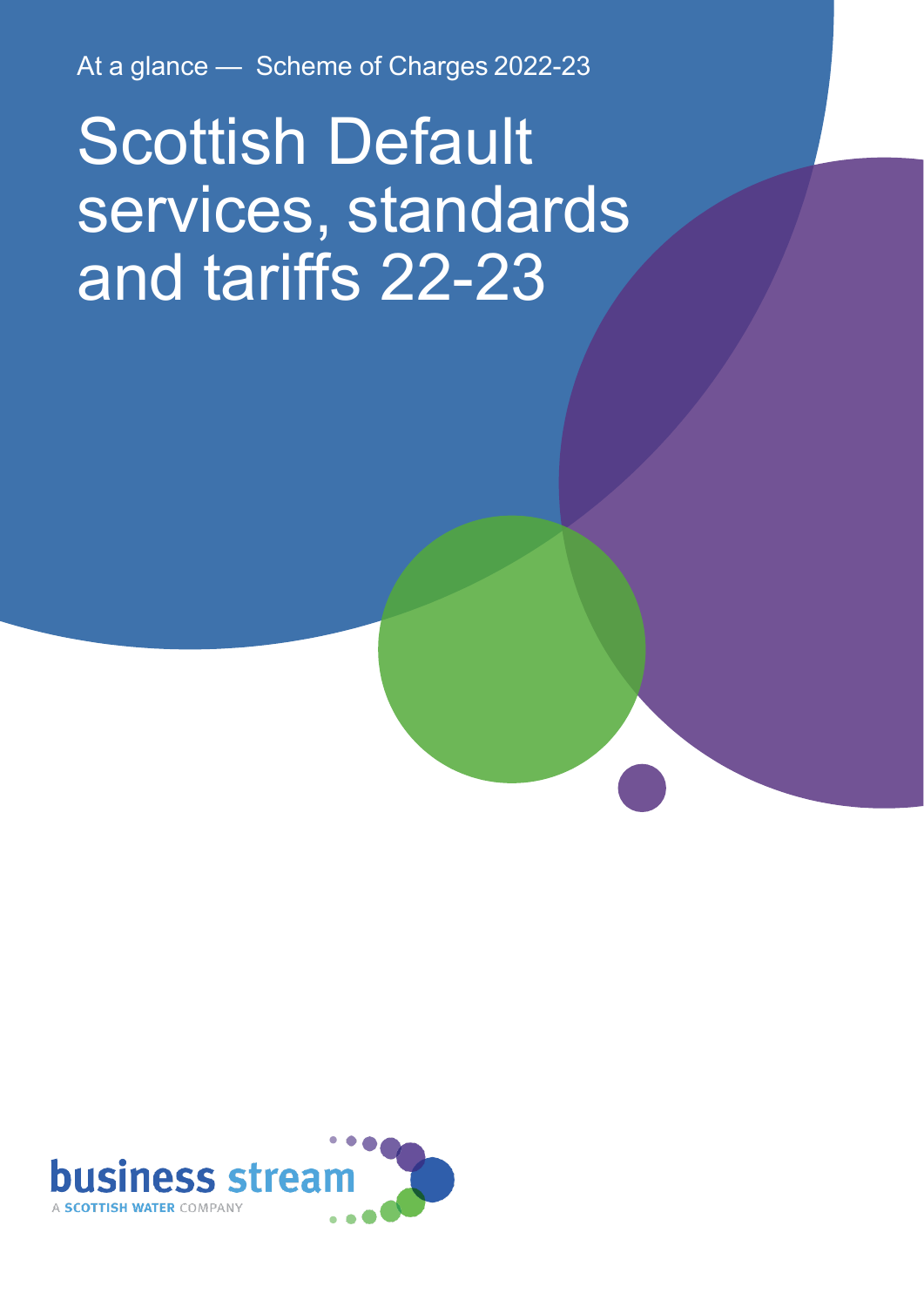At a glance — Scheme of Charges 2022-23

# Scottish Default services, standards and tariffs 22-23

business stream

A SCOTTISH WATER COMPANY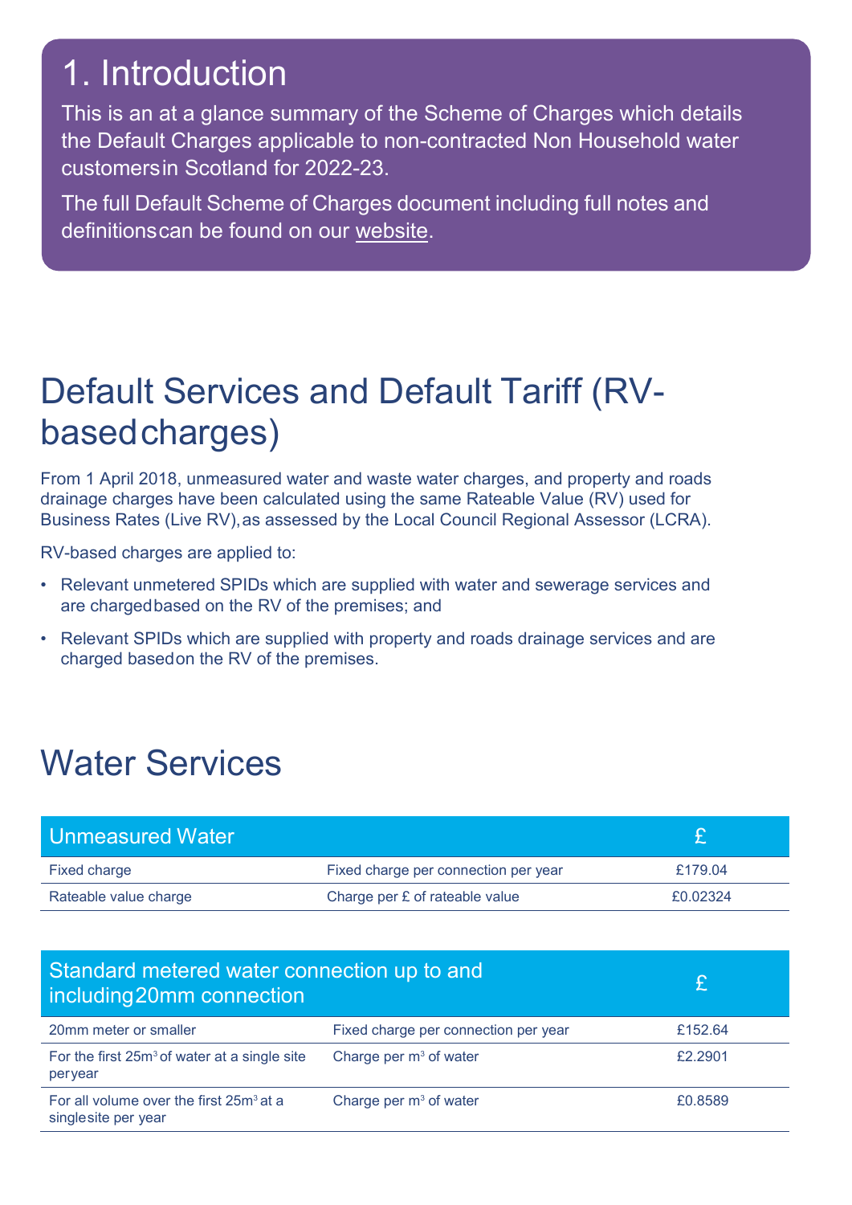# 1. Introduction

This is an at a glance summary of the Scheme of Charges which details the Default Charges applicable to non-contracted Non Household water customers in Scotland for 2022-23.

The full Default Scheme of Charges document including full notes and definitions can be found on our website.

# Default Services and Default Tariff (RV-based charges)

From 1 April 2018, unmeasured water and waste water charges, and property and roads drainage charges have been calculated using the same Rateable Value (RV) used for Business Rates (Live RV), as assessed by the Local Council Regional Assessor (LCRA).

RV-based charges are applied to:

- Relevant unmetered SPIDs which are supplied with water and sewerage services and are charged based on the RV of the premises; and
- Relevant SPIDs which are supplied with property and roads drainage services and are charged based on the RV of the premises.

# Water Services

| Unmeasured Water | | £ |
|---|---|---|
| Fixed charge | Fixed charge per connection per year | £179.04 |
| Rateable value charge | Charge per £ of rateable value | £0.02324 |

| Standard metered water connection up to and including 20mm connection | | £ |
|---|---|---|
| 20mm meter or smaller | Fixed charge per connection per year | £152.64 |
| For the first 25m³ of water at a single site per year | Charge per m³ of water | £2.2901 |
| For all volume over the first 25m³ at a single site per year | Charge per m³ of water | £0.8589 |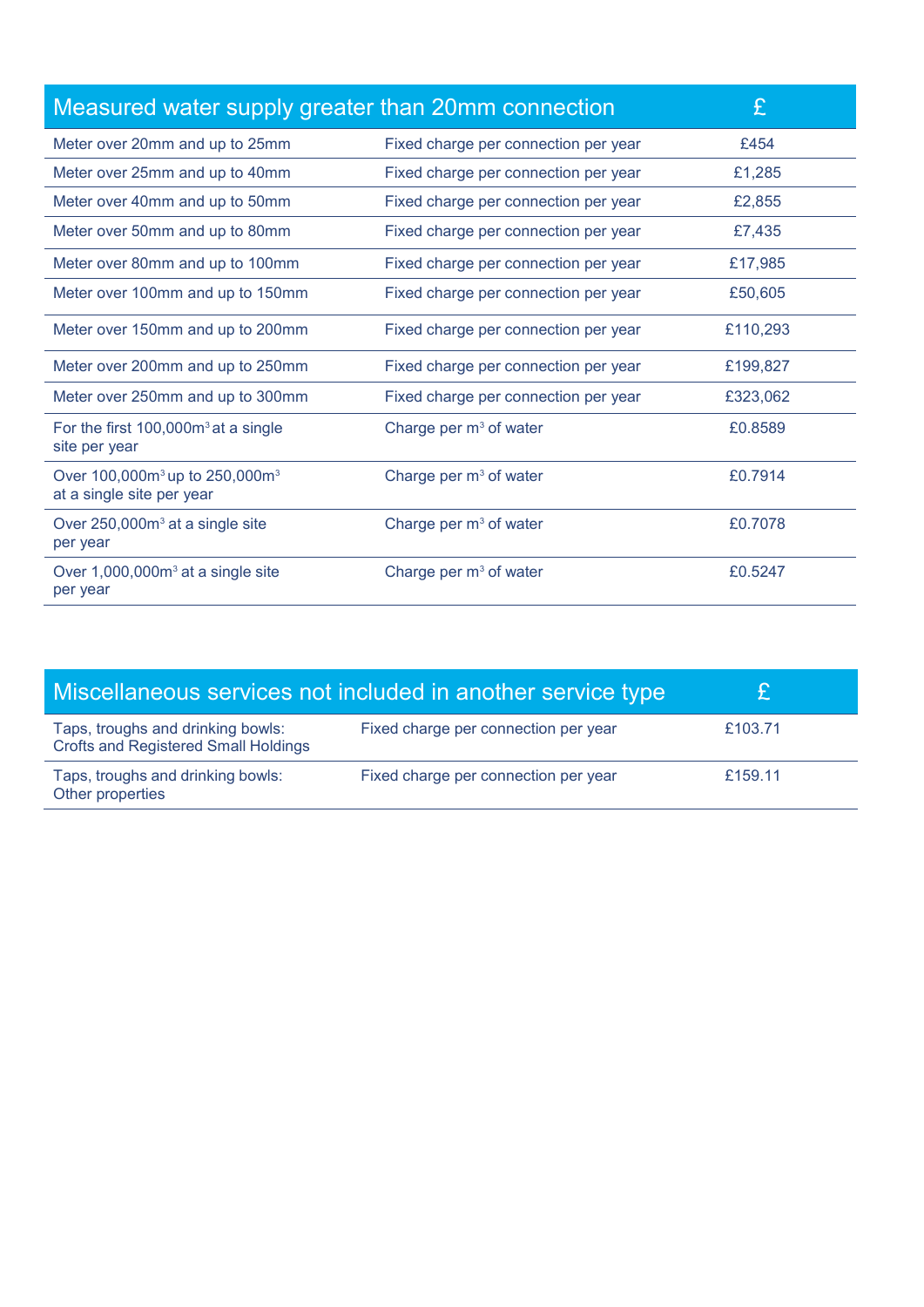| Measured water supply greater than 20mm connection | | £ |
|---|---|---|
| Meter over 20mm and up to 25mm | Fixed charge per connection per year | £454 |
| Meter over 25mm and up to 40mm | Fixed charge per connection per year | £1,285 |
| Meter over 40mm and up to 50mm | Fixed charge per connection per year | £2,855 |
| Meter over 50mm and up to 80mm | Fixed charge per connection per year | £7,435 |
| Meter over 80mm and up to 100mm | Fixed charge per connection per year | £17,985 |
| Meter over 100mm and up to 150mm | Fixed charge per connection per year | £50,605 |
| Meter over 150mm and up to 200mm | Fixed charge per connection per year | £110,293 |
| Meter over 200mm and up to 250mm | Fixed charge per connection per year | £199,827 |
| Meter over 250mm and up to 300mm | Fixed charge per connection per year | £323,062 |
| For the first 100,000$m^3$ at a single site per year | Charge per $m^3$ of water | £0.8589 |
| Over 100,000$m^3$ up to 250,000$m^3$ at a single site per year | Charge per $m^3$ of water | £0.7914 |
| Over 250,000$m^3$ at a single site per year | Charge per $m^3$ of water | £0.7078 |
| Over 1,000,000$m^3$ at a single site per year | Charge per $m^3$ of water | £0.5247 |

| Miscellaneous services not included in another service type | | £ |
|---|---|---|
| Taps, troughs and drinking bowls: Crofts and Registered Small Holdings | Fixed charge per connection per year | £103.71 |
| Taps, troughs and drinking bowls: Other properties | Fixed charge per connection per year | £159.11 |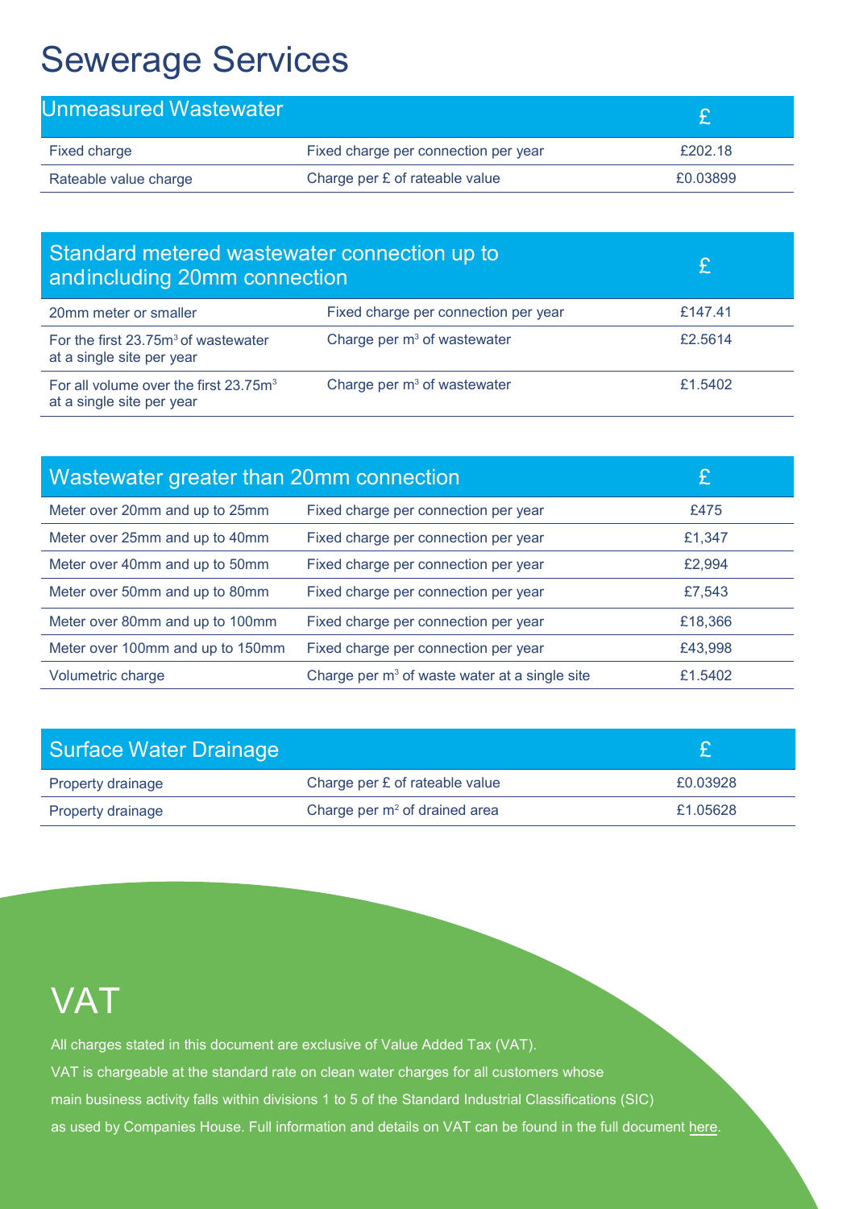# Sewerage Services

| Unmeasured Wastewater | | £ |
|---|---|---|
| Fixed charge | Fixed charge per connection per year | £202.18 |
| Rateable value charge | Charge per £ of rateable value | £0.03899 |

| Standard metered wastewater connection up to andincluding 20mm connection | | £ |
|---|---|---|
| 20mm meter or smaller | Fixed charge per connection per year | £147.41 |
| For the first $23.75m^3$ of wastewater at a single site per year | Charge per $m^3$ of wastewater | £2.5614 |
| For all volume over the first $23.75m^3$ at a single site per year | Charge per $m^3$ of wastewater | £1.5402 |

| Wastewater greater than 20mm connection | | £ |
|---|---|---|
| Meter over 20mm and up to 25mm | Fixed charge per connection per year | £475 |
| Meter over 25mm and up to 40mm | Fixed charge per connection per year | £1,347 |
| Meter over 40mm and up to 50mm | Fixed charge per connection per year | £2,994 |
| Meter over 50mm and up to 80mm | Fixed charge per connection per year | £7,543 |
| Meter over 80mm and up to 100mm | Fixed charge per connection per year | £18,366 |
| Meter over 100mm and up to 150mm | Fixed charge per connection per year | £43,998 |
| Volumetric charge | Charge per $m^3$ of waste water at a single site | £1.5402 |

| Surface Water Drainage | | £ |
|---|---|---|
| Property drainage | Charge per £ of rateable value | £0.03928 |
| Property drainage | Charge per $m^2$ of drained area | £1.05628 |

# VAT

All charges stated in this document are exclusive of Value Added Tax (VAT).

VAT is chargeable at the standard rate on clean water charges for all customers whose main business activity falls within divisions 1 to 5 of the Standard Industrial Classifications (SIC) as used by Companies House. Full information and details on VAT can be found in the full document here.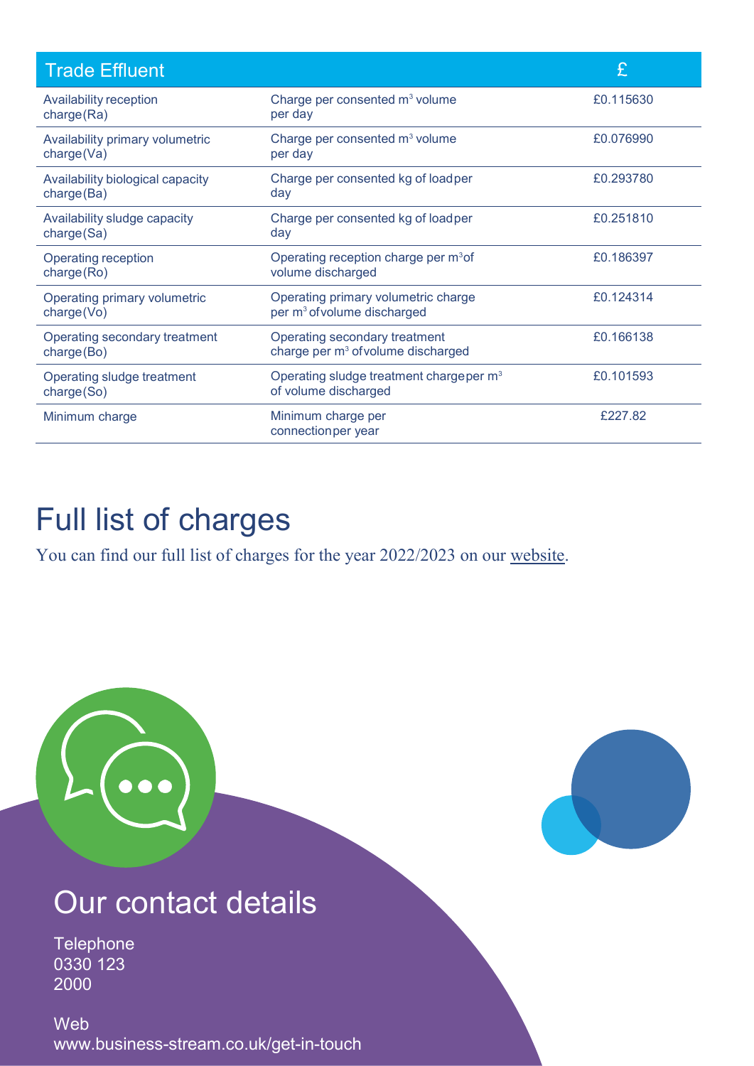| Trade Effluent | | £ |
|---|---|---|
| Availability reception charge(Ra) | Charge per consented $m^3$ volume per day | £0.115630 |
| Availability primary volumetric charge(Va) | Charge per consented $m^3$ volume per day | £0.076990 |
| Availability biological capacity charge(Ba) | Charge per consented kg of load per day | £0.293780 |
| Availability sludge capacity charge(Sa) | Charge per consented kg of load per day | £0.251810 |
| Operating reception charge(Ro) | Operating reception charge per $m^3$ of volume discharged | £0.186397 |
| Operating primary volumetric charge(Vo) | Operating primary volumetric charge per $m^3$ of volume discharged | £0.124314 |
| Operating secondary treatment charge(Bo) | Operating secondary treatment charge per $m^3$ of volume discharged | £0.166138 |
| Operating sludge treatment charge(So) | Operating sludge treatment charge per $m^3$ of volume discharged | £0.101593 |
| Minimum charge | Minimum charge per connection per year | £227.82 |

# Full list of charges

You can find our full list of charges for the year 2022/2023 on our website.

## Our contact details

Telephone
0330 123
2000

Web
www.business-stream.co.uk/get-in-touch